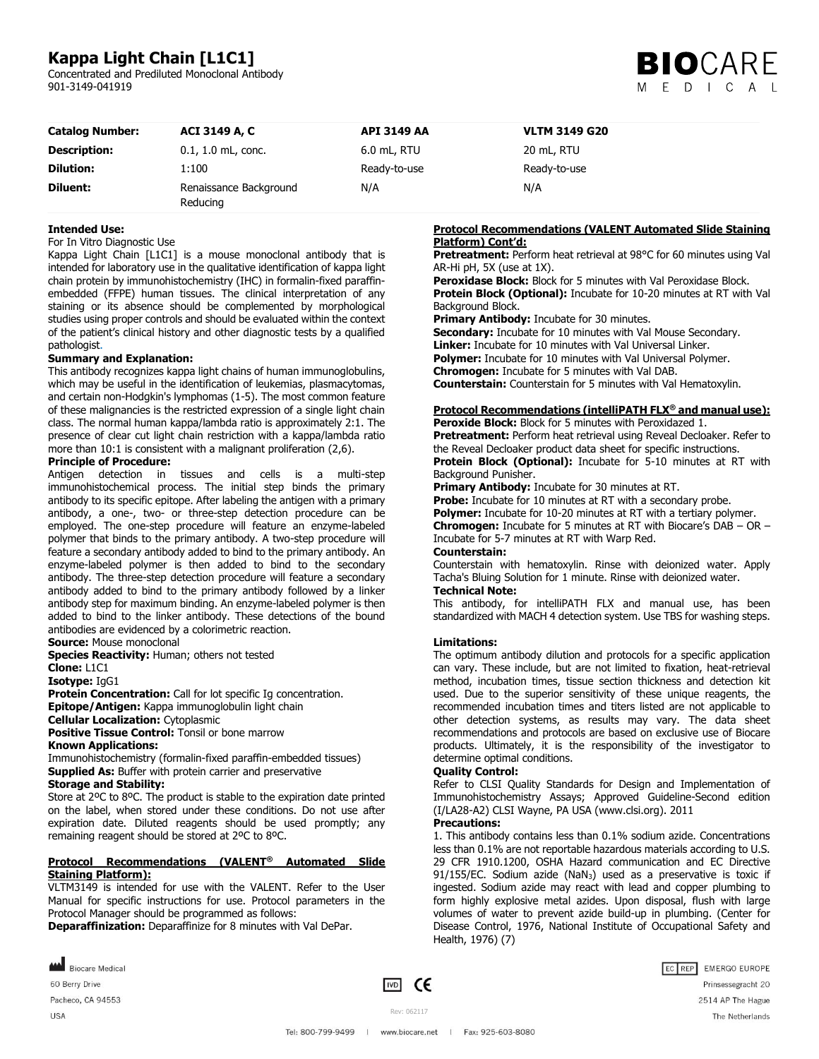# Kappa Light Chain [L1C1]

Concentrated and Prediluted Monoclonal Antibody
901-3149-041919

BIOCARE MEDICAL

| Catalog Number: | ACI 3149 A, C | API 3149 AA | VLTM 3149 G20 |
|---|---|---|---|
| Description: | 0.1, 1.0 mL, conc. | 6.0 mL, RTU | 20 mL, RTU |
| Dilution: | 1:100 | Ready-to-use | Ready-to-use |
| Diluent: | Renaissance Background Reducing | N/A | N/A |

**Intended Use:**

For In Vitro Diagnostic Use

Kappa Light Chain [L1C1] is a mouse monoclonal antibody that is intended for laboratory use in the qualitative identification of kappa light chain protein by immunohistochemistry (IHC) in formalin-fixed paraffin-embedded (FFPE) human tissues. The clinical interpretation of any staining or its absence should be complemented by morphological studies using proper controls and should be evaluated within the context of the patient's clinical history and other diagnostic tests by a qualified pathologist.

**Summary and Explanation:**

This antibody recognizes kappa light chains of human immunoglobulins, which may be useful in the identification of leukemias, plasmacytomas, and certain non-Hodgkin's lymphomas (1-5). The most common feature of these malignancies is the restricted expression of a single light chain class. The normal human kappa/lambda ratio is approximately 2:1. The presence of clear cut light chain restriction with a kappa/lambda ratio more than 10:1 is consistent with a malignant proliferation (2,6).

**Principle of Procedure:**

Antigen detection in tissues and cells is a multi-step immunohistochemical process. The initial step binds the primary antibody to its specific epitope. After labeling the antigen with a primary antibody, a one-, two- or three-step detection procedure can be employed. The one-step procedure will feature an enzyme-labeled polymer that binds to the primary antibody. A two-step procedure will feature a secondary antibody added to bind to the primary antibody. An enzyme-labeled polymer is then added to bind to the secondary antibody. The three-step detection procedure will feature a secondary antibody added to bind to the primary antibody followed by a linker antibody step for maximum binding. An enzyme-labeled polymer is then added to bind to the linker antibody. These detections of the bound antibodies are evidenced by a colorimetric reaction.

**Source:** Mouse monoclonal
**Species Reactivity:** Human; others not tested
**Clone:** L1C1
**Isotype:** IgG1
**Protein Concentration:** Call for lot specific Ig concentration.
**Epitope/Antigen:** Kappa immunoglobulin light chain
**Cellular Localization:** Cytoplasmic
**Positive Tissue Control:** Tonsil or bone marrow

**Known Applications:**

Immunohistochemistry (formalin-fixed paraffin-embedded tissues)

**Supplied As:** Buffer with protein carrier and preservative

**Storage and Stability:**

Store at 2ºC to 8ºC. The product is stable to the expiration date printed on the label, when stored under these conditions. Do not use after expiration date. Diluted reagents should be used promptly; any remaining reagent should be stored at 2ºC to 8ºC.

**Protocol Recommendations (VALENT® Automated Slide Staining Platform):**

VLTM3149 is intended for use with the VALENT. Refer to the User Manual for specific instructions for use. Protocol parameters in the Protocol Manager should be programmed as follows:

**Deparaffinization:** Deparaffinize for 8 minutes with Val DePar.

**Protocol Recommendations (VALENT Automated Slide Staining Platform) Cont'd:**

**Pretreatment:** Perform heat retrieval at 98°C for 60 minutes using Val AR-Hi pH, 5X (use at 1X).
**Peroxidase Block:** Block for 5 minutes with Val Peroxidase Block.
**Protein Block (Optional):** Incubate for 10-20 minutes at RT with Val Background Block.
**Primary Antibody:** Incubate for 30 minutes.
**Secondary:** Incubate for 10 minutes with Val Mouse Secondary.
**Linker:** Incubate for 10 minutes with Val Universal Linker.
**Polymer:** Incubate for 10 minutes with Val Universal Polymer.
**Chromogen:** Incubate for 5 minutes with Val DAB.
**Counterstain:** Counterstain for 5 minutes with Val Hematoxylin.

**Protocol Recommendations (intelliPATH FLX® and manual use):**

**Peroxide Block:** Block for 5 minutes with Peroxidazed 1.
**Pretreatment:** Perform heat retrieval using Reveal Decloaker. Refer to the Reveal Decloaker product data sheet for specific instructions.
**Protein Block (Optional):** Incubate for 5-10 minutes at RT with Background Punisher.
**Primary Antibody:** Incubate for 30 minutes at RT.
**Probe:** Incubate for 10 minutes at RT with a secondary probe.
**Polymer:** Incubate for 10-20 minutes at RT with a tertiary polymer.
**Chromogen:** Incubate for 5 minutes at RT with Biocare's DAB – OR – Incubate for 5-7 minutes at RT with Warp Red.

**Counterstain:**

Counterstain with hematoxylin. Rinse with deionized water. Apply Tacha's Bluing Solution for 1 minute. Rinse with deionized water.

**Technical Note:**

This antibody, for intelliPATH FLX and manual use, has been standardized with MACH 4 detection system. Use TBS for washing steps.

**Limitations:**

The optimum antibody dilution and protocols for a specific application can vary. These include, but are not limited to fixation, heat-retrieval method, incubation times, tissue section thickness and detection kit used. Due to the superior sensitivity of these unique reagents, the recommended incubation times and titers listed are not applicable to other detection systems, as results may vary. The data sheet recommendations and protocols are based on exclusive use of Biocare products. Ultimately, it is the responsibility of the investigator to determine optimal conditions.

**Quality Control:**

Refer to CLSI Quality Standards for Design and Implementation of Immunohistochemistry Assays; Approved Guideline-Second edition (I/LA28-A2) CLSI Wayne, PA USA (www.clsi.org). 2011

**Precautions:**

1. This antibody contains less than 0.1% sodium azide. Concentrations less than 0.1% are not reportable hazardous materials according to U.S. 29 CFR 1910.1200, OSHA Hazard communication and EC Directive 91/155/EC. Sodium azide ($NaN_3$) used as a preservative is toxic if ingested. Sodium azide may react with lead and copper plumbing to form highly explosive metal azides. Upon disposal, flush with large volumes of water to prevent azide build-up in plumbing. (Center for Disease Control, 1976, National Institute of Occupational Safety and Health, 1976) (7)

Biocare Medical
60 Berry Drive
Pacheco, CA 94553
USA

IVD CE

Rev: 062117

EC REP EMERGO EUROPE
Prinsessegracht 20
2514 AP The Hague
The Netherlands

Tel: 800-799-9499 | www.biocare.net | Fax: 925-603-8080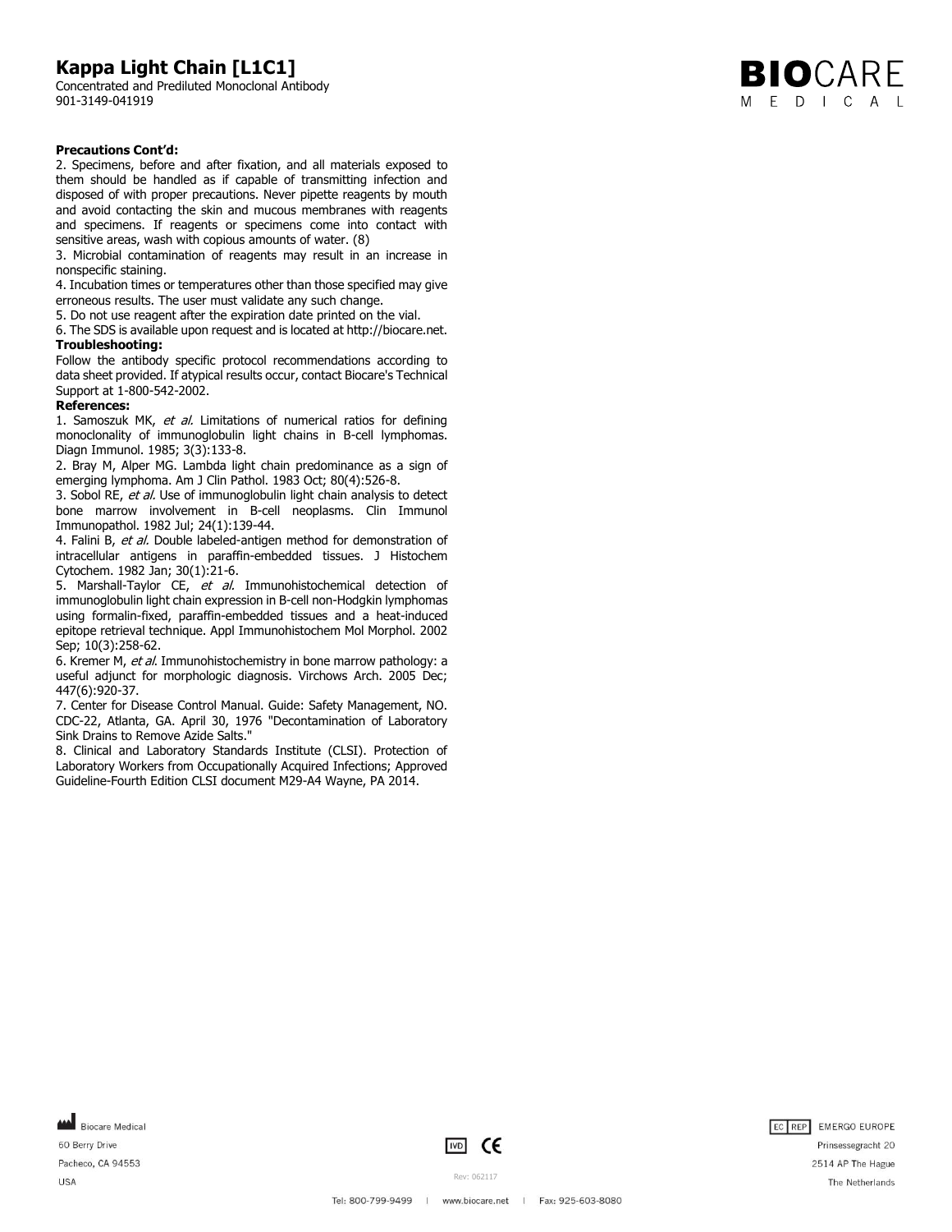**Precautions Cont'd:**

2. Specimens, before and after fixation, and all materials exposed to them should be handled as if capable of transmitting infection and disposed of with proper precautions. Never pipette reagents by mouth and avoid contacting the skin and mucous membranes with reagents and specimens. If reagents or specimens come into contact with sensitive areas, wash with copious amounts of water. (8)
3. Microbial contamination of reagents may result in an increase in nonspecific staining.
4. Incubation times or temperatures other than those specified may give erroneous results. The user must validate any such change.
5. Do not use reagent after the expiration date printed on the vial.
6. The SDS is available upon request and is located at http://biocare.net.

**Troubleshooting:**

Follow the antibody specific protocol recommendations according to data sheet provided. If atypical results occur, contact Biocare's Technical Support at 1-800-542-2002.

**References:**

1. Samoszuk MK, *et al.* Limitations of numerical ratios for defining monoclonality of immunoglobulin light chains in B-cell lymphomas. Diagn Immunol. 1985; 3(3):133-8.
2. Bray M, Alper MG. Lambda light chain predominance as a sign of emerging lymphoma. Am J Clin Pathol. 1983 Oct; 80(4):526-8.
3. Sobol RE, *et al.* Use of immunoglobulin light chain analysis to detect bone marrow involvement in B-cell neoplasms. Clin Immunol Immunopathol. 1982 Jul; 24(1):139-44.
4. Falini B, *et al.* Double labeled-antigen method for demonstration of intracellular antigens in paraffin-embedded tissues. J Histochem Cytochem. 1982 Jan; 30(1):21-6.
5. Marshall-Taylor CE, *et al.* Immunohistochemical detection of immunoglobulin light chain expression in B-cell non-Hodgkin lymphomas using formalin-fixed, paraffin-embedded tissues and a heat-induced epitope retrieval technique. Appl Immunohistochem Mol Morphol. 2002 Sep; 10(3):258-62.
6. Kremer M, *et al.* Immunohistochemistry in bone marrow pathology: a useful adjunct for morphologic diagnosis. Virchows Arch. 2005 Dec; 447(6):920-37.
7. Center for Disease Control Manual. Guide: Safety Management, NO. CDC-22, Atlanta, GA. April 30, 1976 "Decontamination of Laboratory Sink Drains to Remove Azide Salts."
8. Clinical and Laboratory Standards Institute (CLSI). Protection of Laboratory Workers from Occupationally Acquired Infections; Approved Guideline-Fourth Edition CLSI document M29-A4 Wayne, PA 2014.

Biocare Medical
60 Berry Drive
Pacheco, CA 94553
USA

IVD CE

Rev: 062117

EC REP EMERGO EUROPE
Prinsessegracht 20
2514 AP The Hague
The Netherlands

Tel: 800-799-9499 | www.biocare.net | Fax: 925-603-8080